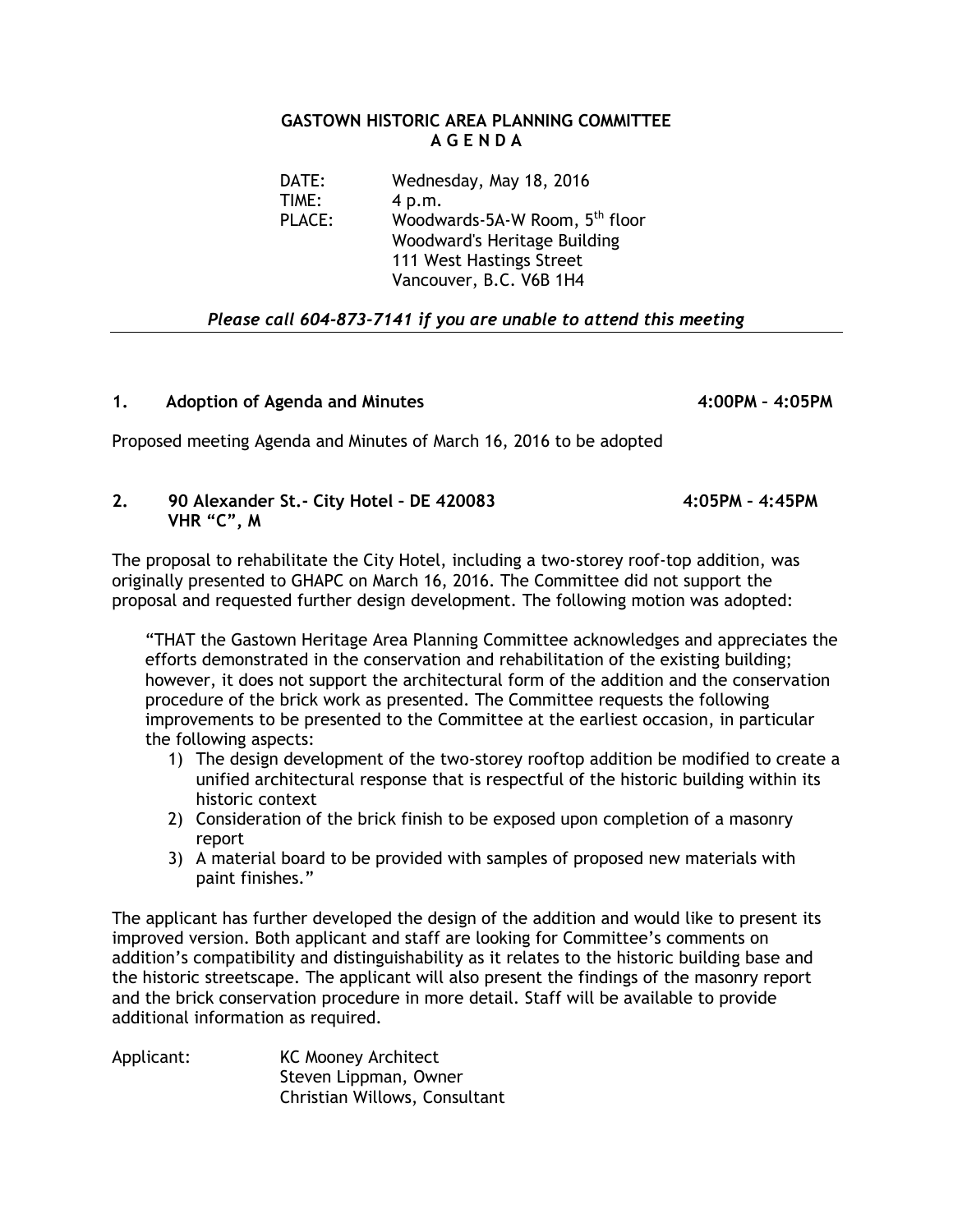# GASTOWN HISTORIC AREA PLANNING COMMITTEE
## A G E N D A

DATE: Wednesday, May 18, 2016
TIME: 4 p.m.
PLACE: Woodwards-5A-W Room, 5th floor
Woodward's Heritage Building
111 West Hastings Street
Vancouver, B.C. V6B 1H4

*Please call 604-873-7141 if you are unable to attend this meeting*

---

### 1. Adoption of Agenda and Minutes 4:00PM – 4:05PM

Proposed meeting Agenda and Minutes of March 16, 2016 to be adopted

### 2. 90 Alexander St.- City Hotel – DE 420083 4:05PM – 4:45PM
### VHR "C", M

The proposal to rehabilitate the City Hotel, including a two-storey roof-top addition, was originally presented to GHAPC on March 16, 2016. The Committee did not support the proposal and requested further design development. The following motion was adopted:

> "THAT the Gastown Heritage Area Planning Committee acknowledges and appreciates the efforts demonstrated in the conservation and rehabilitation of the existing building; however, it does not support the architectural form of the addition and the conservation procedure of the brick work as presented. The Committee requests the following improvements to be presented to the Committee at the earliest occasion, in particular the following aspects:
>
> 1) The design development of the two-storey rooftop addition be modified to create a unified architectural response that is respectful of the historic building within its historic context
> 2) Consideration of the brick finish to be exposed upon completion of a masonry report
> 3) A material board to be provided with samples of proposed new materials with paint finishes."

The applicant has further developed the design of the addition and would like to present its improved version. Both applicant and staff are looking for Committee's comments on addition's compatibility and distinguishability as it relates to the historic building base and the historic streetscape. The applicant will also present the findings of the masonry report and the brick conservation procedure in more detail. Staff will be available to provide additional information as required.

Applicant: KC Mooney Architect
Steven Lippman, Owner
Christian Willows, Consultant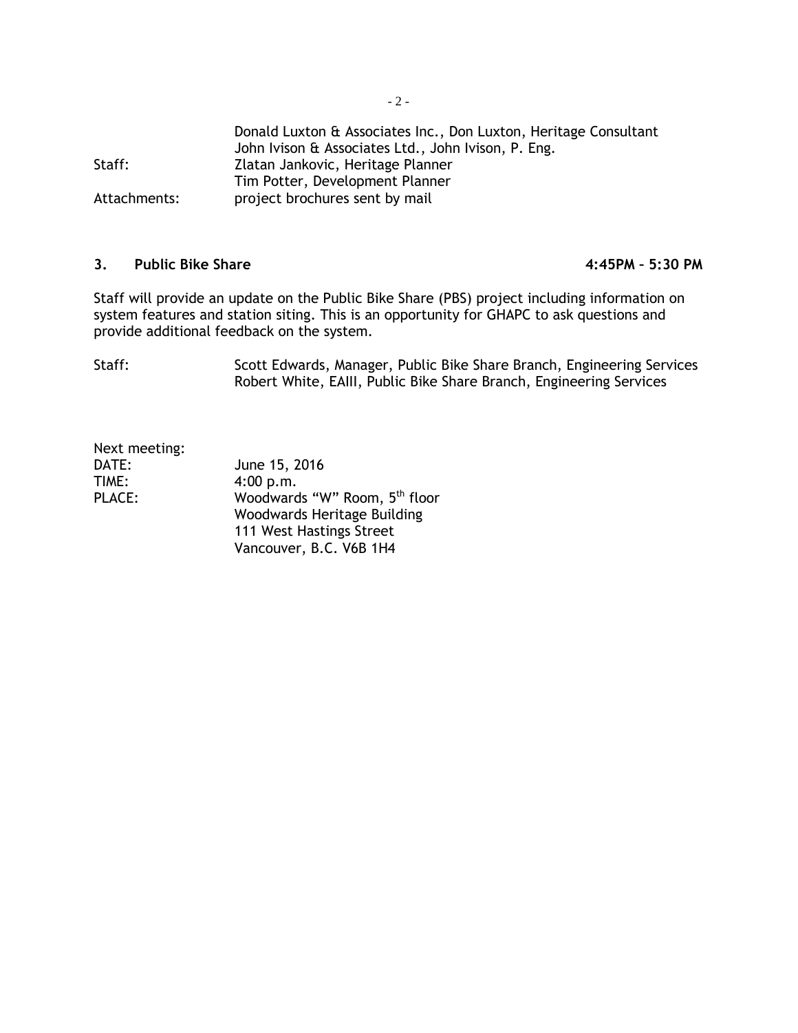Donald Luxton & Associates Inc., Don Luxton, Heritage Consultant
John Ivison & Associates Ltd., John Ivison, P. Eng.

Staff: Zlatan Jankovic, Heritage Planner
Tim Potter, Development Planner

Attachments: project brochures sent by mail

**3. Public Bike Share** **4:45PM – 5:30 PM**

Staff will provide an update on the Public Bike Share (PBS) project including information on system features and station siting. This is an opportunity for GHAPC to ask questions and provide additional feedback on the system.

Staff: Scott Edwards, Manager, Public Bike Share Branch, Engineering Services
Robert White, EAIII, Public Bike Share Branch, Engineering Services

Next meeting:

DATE: June 15, 2016

TIME: 4:00 p.m.

PLACE: Woodwards "W" Room, 5th floor
Woodwards Heritage Building
111 West Hastings Street
Vancouver, B.C. V6B 1H4